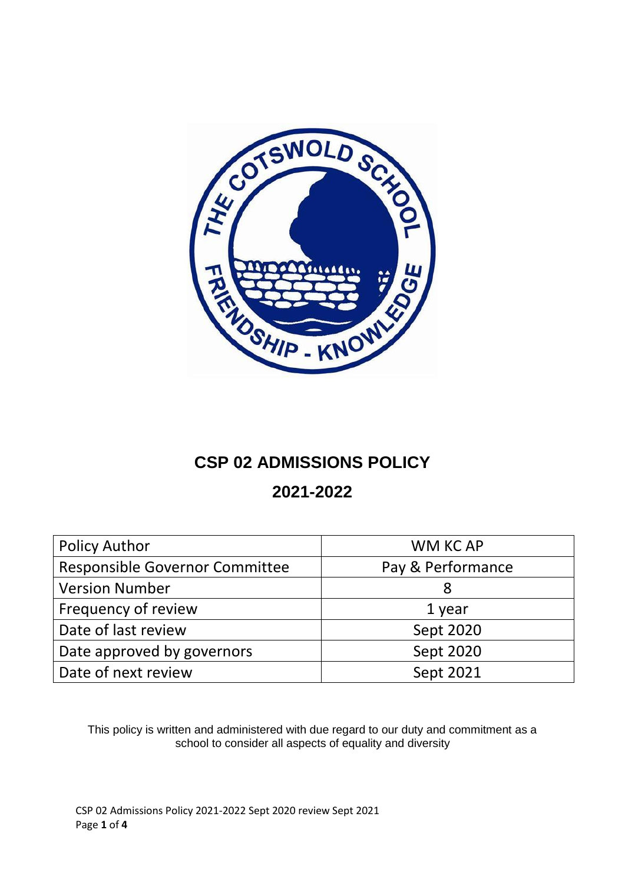# CSP 02 ADMISSIONS POLICY

## 2021-2022

| Policy Author | WM KC AP |
|---|---|
| Responsible Governor Committee | Pay & Performance |
| Version Number | 8 |
| Frequency of review | 1 year |
| Date of last review | Sept 2020 |
| Date approved by governors | Sept 2020 |
| Date of next review | Sept 2021 |

This policy is written and administered with due regard to our duty and commitment as a school to consider all aspects of equality and diversity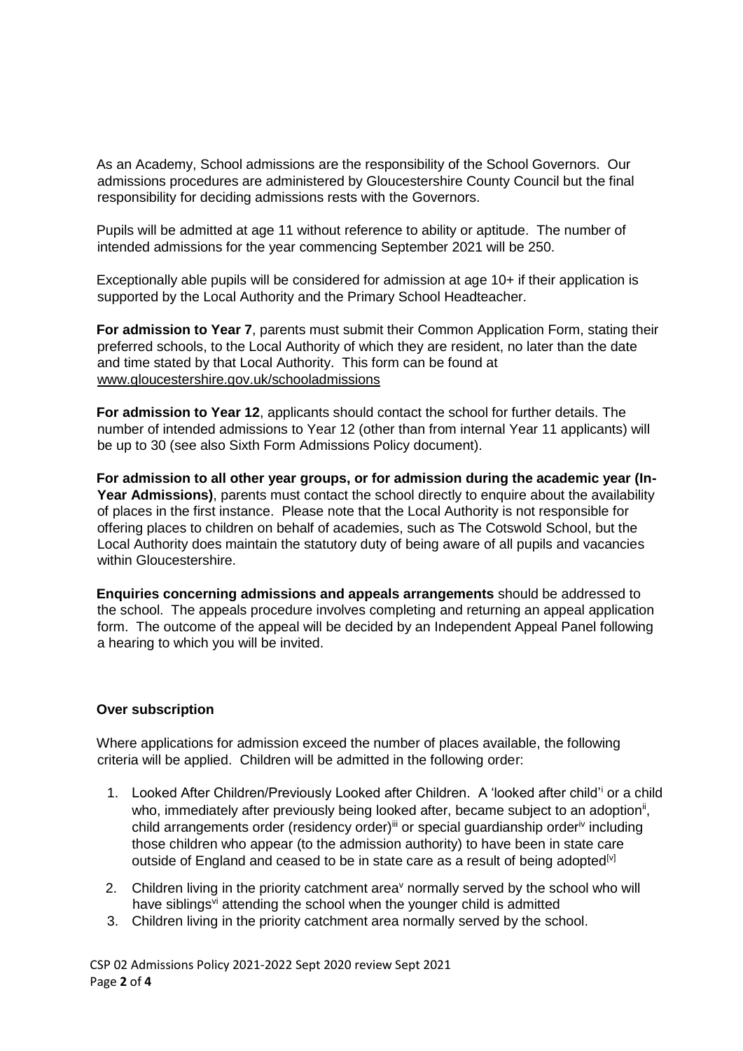As an Academy, School admissions are the responsibility of the School Governors. Our admissions procedures are administered by Gloucestershire County Council but the final responsibility for deciding admissions rests with the Governors.

Pupils will be admitted at age 11 without reference to ability or aptitude. The number of intended admissions for the year commencing September 2021 will be 250.

Exceptionally able pupils will be considered for admission at age 10+ if their application is supported by the Local Authority and the Primary School Headteacher.

**For admission to Year 7**, parents must submit their Common Application Form, stating their preferred schools, to the Local Authority of which they are resident, no later than the date and time stated by that Local Authority. This form can be found at www.gloucestershire.gov.uk/schooladmissions

**For admission to Year 12**, applicants should contact the school for further details. The number of intended admissions to Year 12 (other than from internal Year 11 applicants) will be up to 30 (see also Sixth Form Admissions Policy document).

**For admission to all other year groups, or for admission during the academic year (In-Year Admissions)**, parents must contact the school directly to enquire about the availability of places in the first instance. Please note that the Local Authority is not responsible for offering places to children on behalf of academies, such as The Cotswold School, but the Local Authority does maintain the statutory duty of being aware of all pupils and vacancies within Gloucestershire.

**Enquiries concerning admissions and appeals arrangements** should be addressed to the school. The appeals procedure involves completing and returning an appeal application form. The outcome of the appeal will be decided by an Independent Appeal Panel following a hearing to which you will be invited.

**Over subscription**

Where applications for admission exceed the number of places available, the following criteria will be applied. Children will be admitted in the following order:

1. Looked After Children/Previously Looked after Children. A 'looked after child'[i] or a child who, immediately after previously being looked after, became subject to an adoption[ii], child arrangements order (residency order)[iii] or special guardianship order[iv] including those children who appear (to the admission authority) to have been in state care outside of England and ceased to be in state care as a result of being adopted[v]
2. Children living in the priority catchment area[v] normally served by the school who will have siblings[vi] attending the school when the younger child is admitted
3. Children living in the priority catchment area normally served by the school.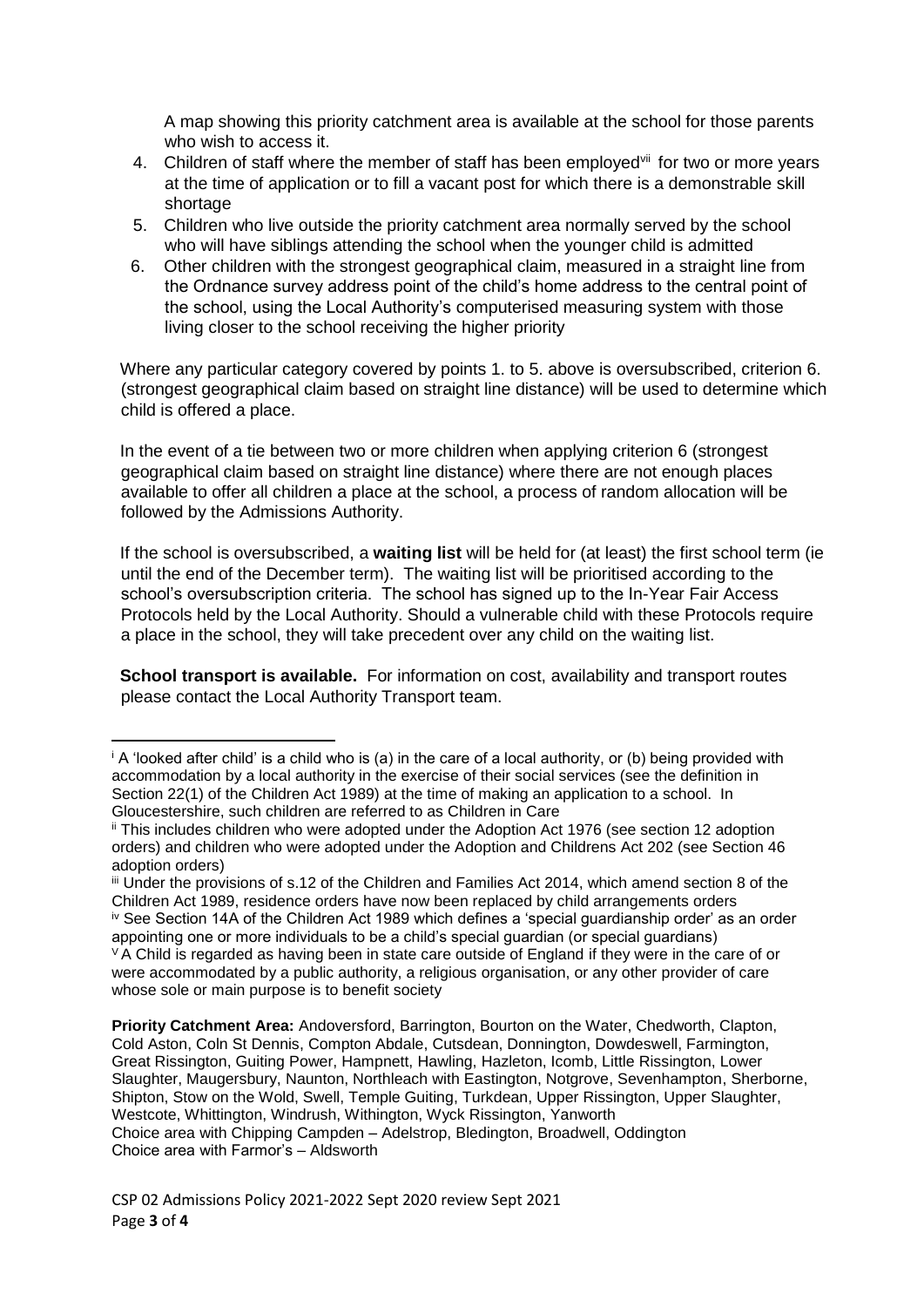A map showing this priority catchment area is available at the school for those parents who wish to access it.

4. Children of staff where the member of staff has been employed[vii] for two or more years at the time of application or to fill a vacant post for which there is a demonstrable skill shortage
5. Children who live outside the priority catchment area normally served by the school who will have siblings attending the school when the younger child is admitted
6. Other children with the strongest geographical claim, measured in a straight line from the Ordnance survey address point of the child's home address to the central point of the school, using the Local Authority's computerised measuring system with those living closer to the school receiving the higher priority

Where any particular category covered by points 1. to 5. above is oversubscribed, criterion 6. (strongest geographical claim based on straight line distance) will be used to determine which child is offered a place.

In the event of a tie between two or more children when applying criterion 6 (strongest geographical claim based on straight line distance) where there are not enough places available to offer all children a place at the school, a process of random allocation will be followed by the Admissions Authority.

If the school is oversubscribed, a **waiting list** will be held for (at least) the first school term (ie until the end of the December term). The waiting list will be prioritised according to the school's oversubscription criteria. The school has signed up to the In-Year Fair Access Protocols held by the Local Authority. Should a vulnerable child with these Protocols require a place in the school, they will take precedent over any child on the waiting list.

**School transport is available.** For information on cost, availability and transport routes please contact the Local Authority Transport team.

---

[i] A 'looked after child' is a child who is (a) in the care of a local authority, or (b) being provided with accommodation by a local authority in the exercise of their social services (see the definition in Section 22(1) of the Children Act 1989) at the time of making an application to a school. In Gloucestershire, such children are referred to as Children in Care

[ii] This includes children who were adopted under the Adoption Act 1976 (see section 12 adoption orders) and children who were adopted under the Adoption and Childrens Act 202 (see Section 46 adoption orders)

[iii] Under the provisions of s.12 of the Children and Families Act 2014, which amend section 8 of the Children Act 1989, residence orders have now been replaced by child arrangements orders

[iv] See Section 14A of the Children Act 1989 which defines a 'special guardianship order' as an order appointing one or more individuals to be a child's special guardian (or special guardians)

[V] A Child is regarded as having been in state care outside of England if they were in the care of or were accommodated by a public authority, a religious organisation, or any other provider of care whose sole or main purpose is to benefit society

**Priority Catchment Area:** Andoversford, Barrington, Bourton on the Water, Chedworth, Clapton, Cold Aston, Coln St Dennis, Compton Abdale, Cutsdean, Donnington, Dowdeswell, Farmington, Great Rissington, Guiting Power, Hampnett, Hawling, Hazleton, Icomb, Little Rissington, Lower Slaughter, Maugersbury, Naunton, Northleach with Eastington, Notgrove, Sevenhampton, Sherborne, Shipton, Stow on the Wold, Swell, Temple Guiting, Turkdean, Upper Rissington, Upper Slaughter, Westcote, Whittington, Windrush, Withington, Wyck Rissington, Yanworth
Choice area with Chipping Campden – Adelstrop, Bledington, Broadwell, Oddington
Choice area with Farmor's – Aldsworth

CSP 02 Admissions Policy 2021-2022 Sept 2020 review Sept 2021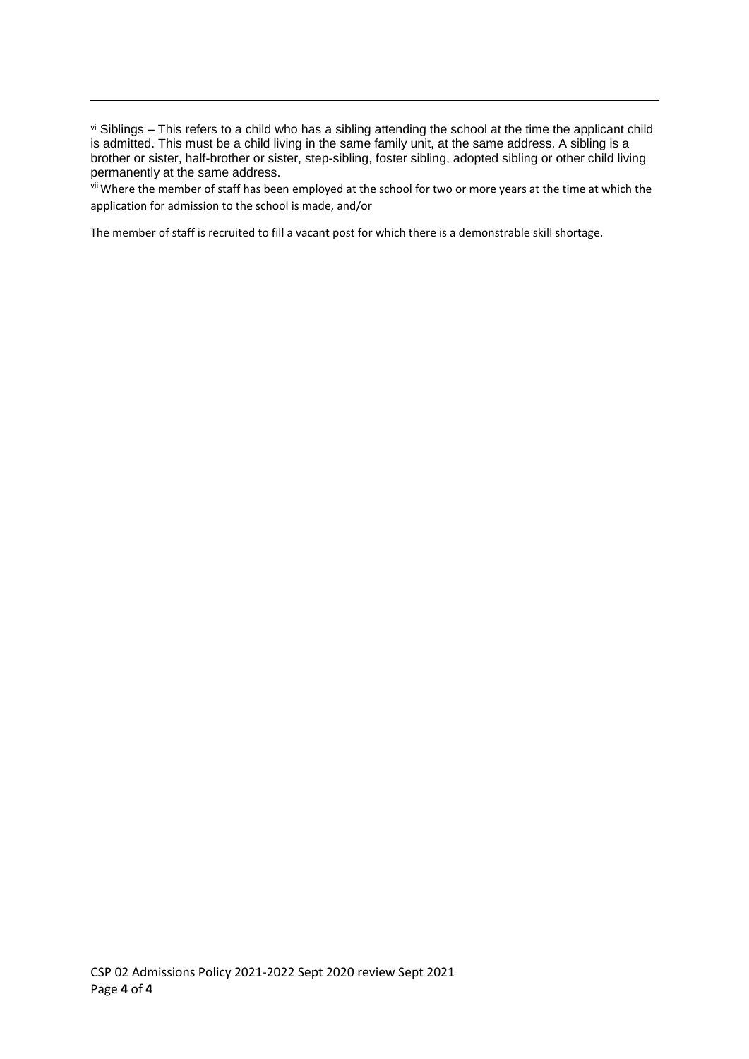[vi] Siblings – This refers to a child who has a sibling attending the school at the time the applicant child is admitted. This must be a child living in the same family unit, at the same address. A sibling is a brother or sister, half-brother or sister, step-sibling, foster sibling, adopted sibling or other child living permanently at the same address.

[vii] Where the member of staff has been employed at the school for two or more years at the time at which the application for admission to the school is made, and/or

The member of staff is recruited to fill a vacant post for which there is a demonstrable skill shortage.